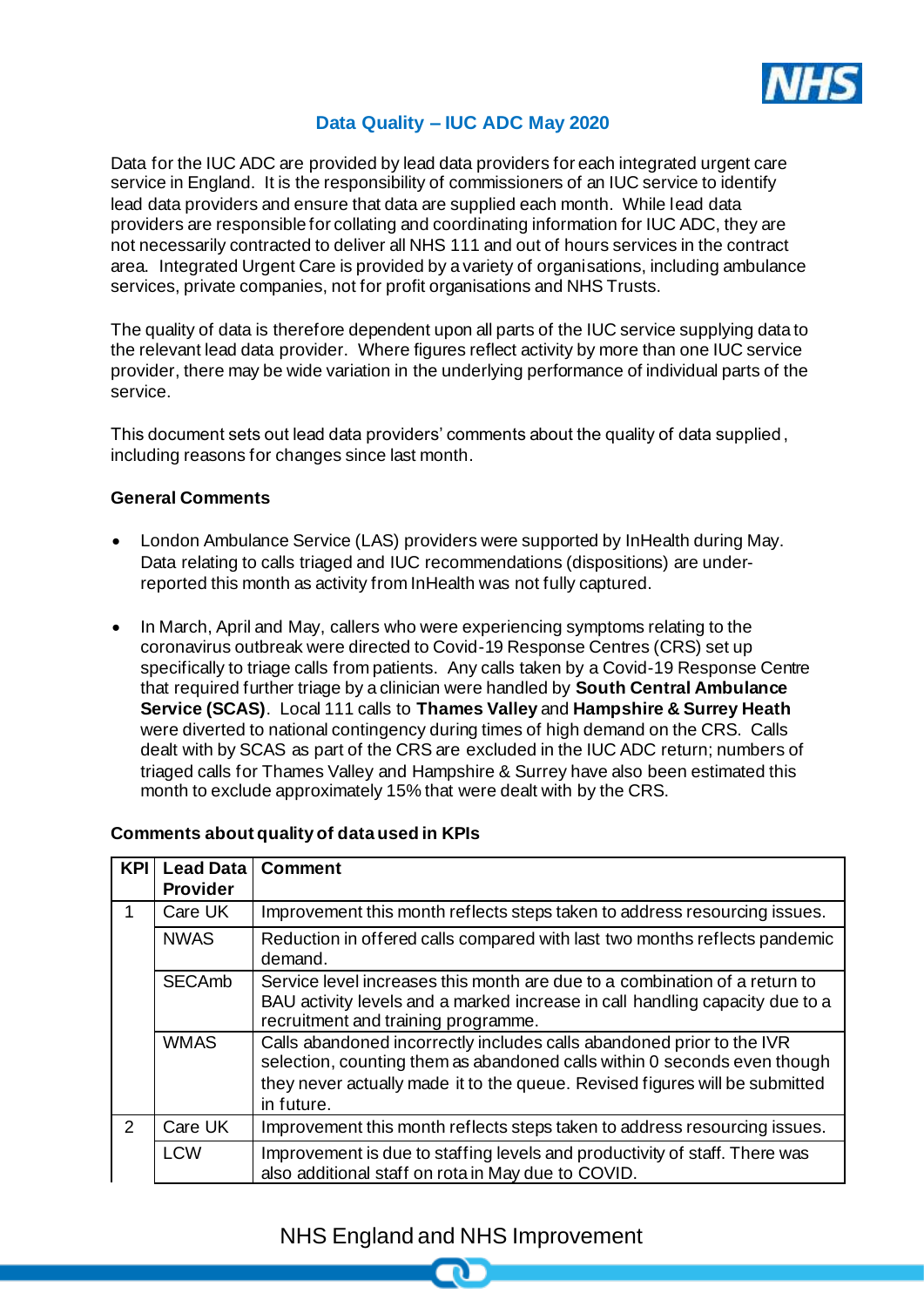# Data Quality – IUC ADC May 2020

Data for the IUC ADC are provided by lead data providers for each integrated urgent care service in England. It is the responsibility of commissioners of an IUC service to identify lead data providers and ensure that data are supplied each month. While lead data providers are responsible for collating and coordinating information for IUC ADC, they are not necessarily contracted to deliver all NHS 111 and out of hours services in the contract area. Integrated Urgent Care is provided by a variety of organisations, including ambulance services, private companies, not for profit organisations and NHS Trusts.

The quality of data is therefore dependent upon all parts of the IUC service supplying data to the relevant lead data provider. Where figures reflect activity by more than one IUC service provider, there may be wide variation in the underlying performance of individual parts of the service.

This document sets out lead data providers' comments about the quality of data supplied, including reasons for changes since last month.

### General Comments

- London Ambulance Service (LAS) providers were supported by InHealth during May. Data relating to calls triaged and IUC recommendations (dispositions) are under-reported this month as activity from InHealth was not fully captured.
- In March, April and May, callers who were experiencing symptoms relating to the coronavirus outbreak were directed to Covid-19 Response Centres (CRS) set up specifically to triage calls from patients. Any calls taken by a Covid-19 Response Centre that required further triage by a clinician were handled by **South Central Ambulance Service (SCAS)**. Local 111 calls to **Thames Valley** and **Hampshire & Surrey Heath** were diverted to national contingency during times of high demand on the CRS. Calls dealt with by SCAS as part of the CRS are excluded in the IUC ADC return; numbers of triaged calls for Thames Valley and Hampshire & Surrey have also been estimated this month to exclude approximately 15% that were dealt with by the CRS.

### Comments about quality of data used in KPIs

| KPI | Lead Data Provider | Comment |
|---|---|---|
| 1 | Care UK | Improvement this month reflects steps taken to address resourcing issues. |
| | NWAS | Reduction in offered calls compared with last two months reflects pandemic demand. |
| | SECAmb | Service level increases this month are due to a combination of a return to BAU activity levels and a marked increase in call handling capacity due to a recruitment and training programme. |
| | WMAS | Calls abandoned incorrectly includes calls abandoned prior to the IVR selection, counting them as abandoned calls within 0 seconds even though they never actually made it to the queue. Revised figures will be submitted in future. |
| 2 | Care UK | Improvement this month reflects steps taken to address resourcing issues. |
| | LCW | Improvement is due to staffing levels and productivity of staff. There was also additional staff on rota in May due to COVID. |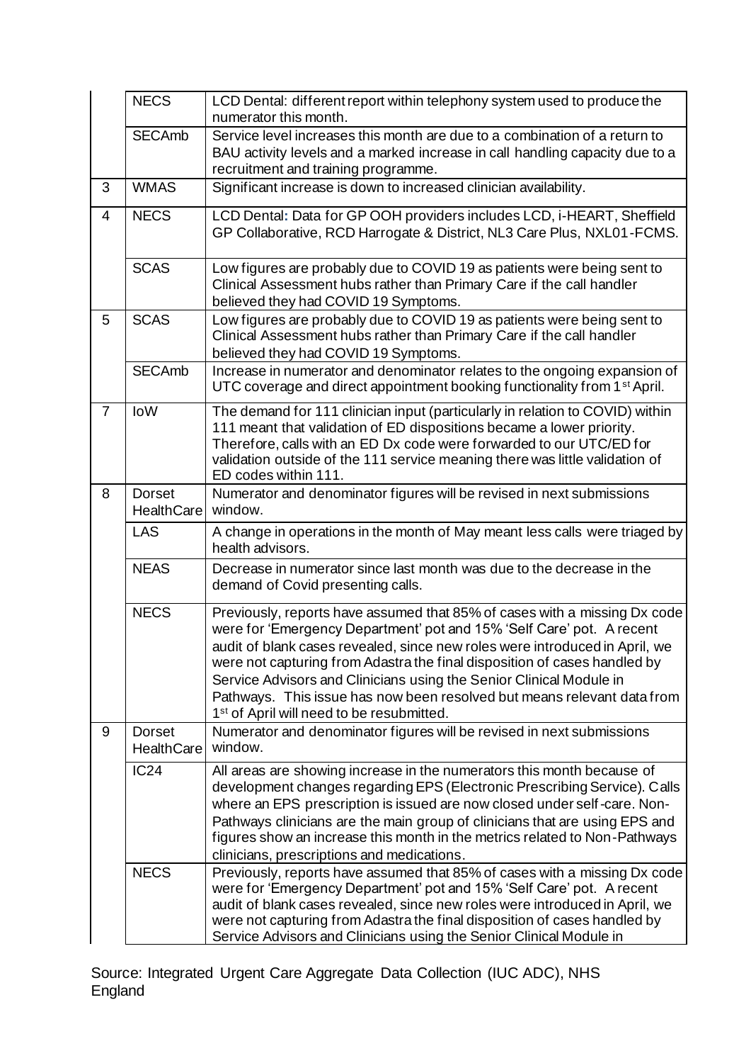| | | |
|---|---|---|
| | NECS | LCD Dental: different report within telephony system used to produce the numerator this month. |
| | SECAmb | Service level increases this month are due to a combination of a return to BAU activity levels and a marked increase in call handling capacity due to a recruitment and training programme. |
| 3 | WMAS | Significant increase is down to increased clinician availability. |
| 4 | NECS | LCD Dental: Data for GP OOH providers includes LCD, i-HEART, Sheffield GP Collaborative, RCD Harrogate & District, NL3 Care Plus, NXL01-FCMS. |
| | SCAS | Low figures are probably due to COVID 19 as patients were being sent to Clinical Assessment hubs rather than Primary Care if the call handler believed they had COVID 19 Symptoms. |
| 5 | SCAS | Low figures are probably due to COVID 19 as patients were being sent to Clinical Assessment hubs rather than Primary Care if the call handler believed they had COVID 19 Symptoms. |
| | SECAmb | Increase in numerator and denominator relates to the ongoing expansion of UTC coverage and direct appointment booking functionality from 1st April. |
| 7 | IoW | The demand for 111 clinician input (particularly in relation to COVID) within 111 meant that validation of ED dispositions became a lower priority. Therefore, calls with an ED Dx code were forwarded to our UTC/ED for validation outside of the 111 service meaning there was little validation of ED codes within 111. |
| 8 | Dorset HealthCare | Numerator and denominator figures will be revised in next submissions window. |
| | LAS | A change in operations in the month of May meant less calls were triaged by health advisors. |
| | NEAS | Decrease in numerator since last month was due to the decrease in the demand of Covid presenting calls. |
| | NECS | Previously, reports have assumed that 85% of cases with a missing Dx code were for 'Emergency Department' pot and 15% 'Self Care' pot. A recent audit of blank cases revealed, since new roles were introduced in April, we were not capturing from Adastra the final disposition of cases handled by Service Advisors and Clinicians using the Senior Clinical Module in Pathways. This issue has now been resolved but means relevant data from 1st of April will need to be resubmitted. |
| 9 | Dorset HealthCare | Numerator and denominator figures will be revised in next submissions window. |
| | IC24 | All areas are showing increase in the numerators this month because of development changes regarding EPS (Electronic Prescribing Service). Calls where an EPS prescription is issued are now closed under self-care. Non-Pathways clinicians are the main group of clinicians that are using EPS and figures show an increase this month in the metrics related to Non-Pathways clinicians, prescriptions and medications. |
| | NECS | Previously, reports have assumed that 85% of cases with a missing Dx code were for 'Emergency Department' pot and 15% 'Self Care' pot. A recent audit of blank cases revealed, since new roles were introduced in April, we were not capturing from Adastra the final disposition of cases handled by Service Advisors and Clinicians using the Senior Clinical Module in |

Source: Integrated Urgent Care Aggregate Data Collection (IUC ADC), NHS England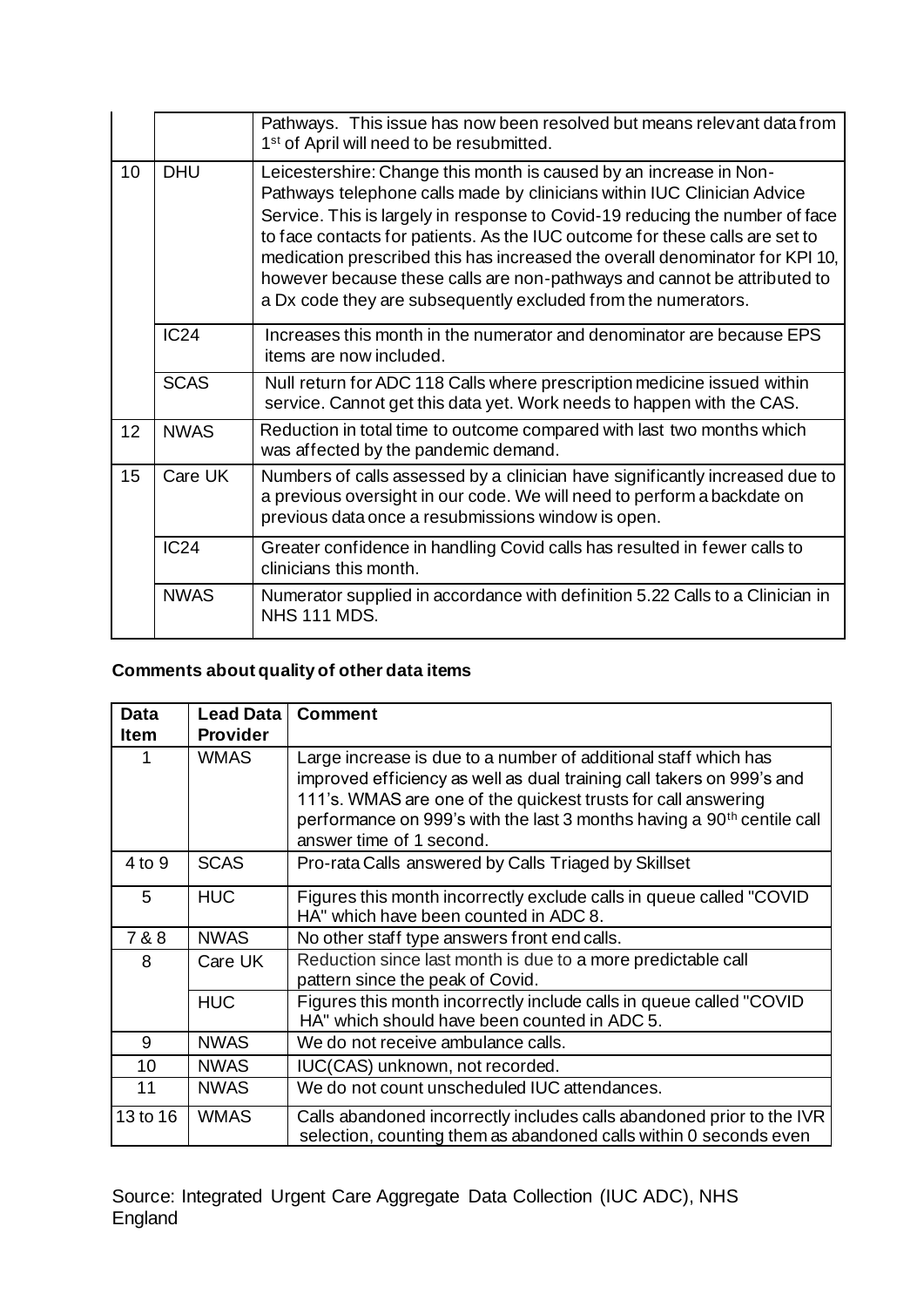| | | |
|---|---|---|
| | | Pathways. This issue has now been resolved but means relevant data from 1st of April will need to be resubmitted. |
| 10 | DHU | Leicestershire: Change this month is caused by an increase in Non-Pathways telephone calls made by clinicians within IUC Clinician Advice Service. This is largely in response to Covid-19 reducing the number of face to face contacts for patients. As the IUC outcome for these calls are set to medication prescribed this has increased the overall denominator for KPI 10, however because these calls are non-pathways and cannot be attributed to a Dx code they are subsequently excluded from the numerators. |
| | IC24 | Increases this month in the numerator and denominator are because EPS items are now included. |
| | SCAS | Null return for ADC 118 Calls where prescription medicine issued within service. Cannot get this data yet. Work needs to happen with the CAS. |
| 12 | NWAS | Reduction in total time to outcome compared with last two months which was affected by the pandemic demand. |
| 15 | Care UK | Numbers of calls assessed by a clinician have significantly increased due to a previous oversight in our code. We will need to perform a backdate on previous data once a resubmissions window is open. |
| | IC24 | Greater confidence in handling Covid calls has resulted in fewer calls to clinicians this month. |
| | NWAS | Numerator supplied in accordance with definition 5.22 Calls to a Clinician in NHS 111 MDS. |

**Comments about quality of other data items**

| Data Item | Lead Data Provider | Comment |
|---|---|---|
| 1 | WMAS | Large increase is due to a number of additional staff which has improved efficiency as well as dual training call takers on 999's and 111's. WMAS are one of the quickest trusts for call answering performance on 999's with the last 3 months having a 90th centile call answer time of 1 second. |
| 4 to 9 | SCAS | Pro-rata Calls answered by Calls Triaged by Skillset |
| 5 | HUC | Figures this month incorrectly exclude calls in queue called "COVID HA" which have been counted in ADC 8. |
| 7 & 8 | NWAS | No other staff type answers front end calls. |
| 8 | Care UK | Reduction since last month is due to a more predictable call pattern since the peak of Covid. |
| | HUC | Figures this month incorrectly include calls in queue called "COVID HA" which should have been counted in ADC 5. |
| 9 | NWAS | We do not receive ambulance calls. |
| 10 | NWAS | IUC(CAS) unknown, not recorded. |
| 11 | NWAS | We do not count unscheduled IUC attendances. |
| 13 to 16 | WMAS | Calls abandoned incorrectly includes calls abandoned prior to the IVR selection, counting them as abandoned calls within 0 seconds even |

Source: Integrated Urgent Care Aggregate Data Collection (IUC ADC), NHS England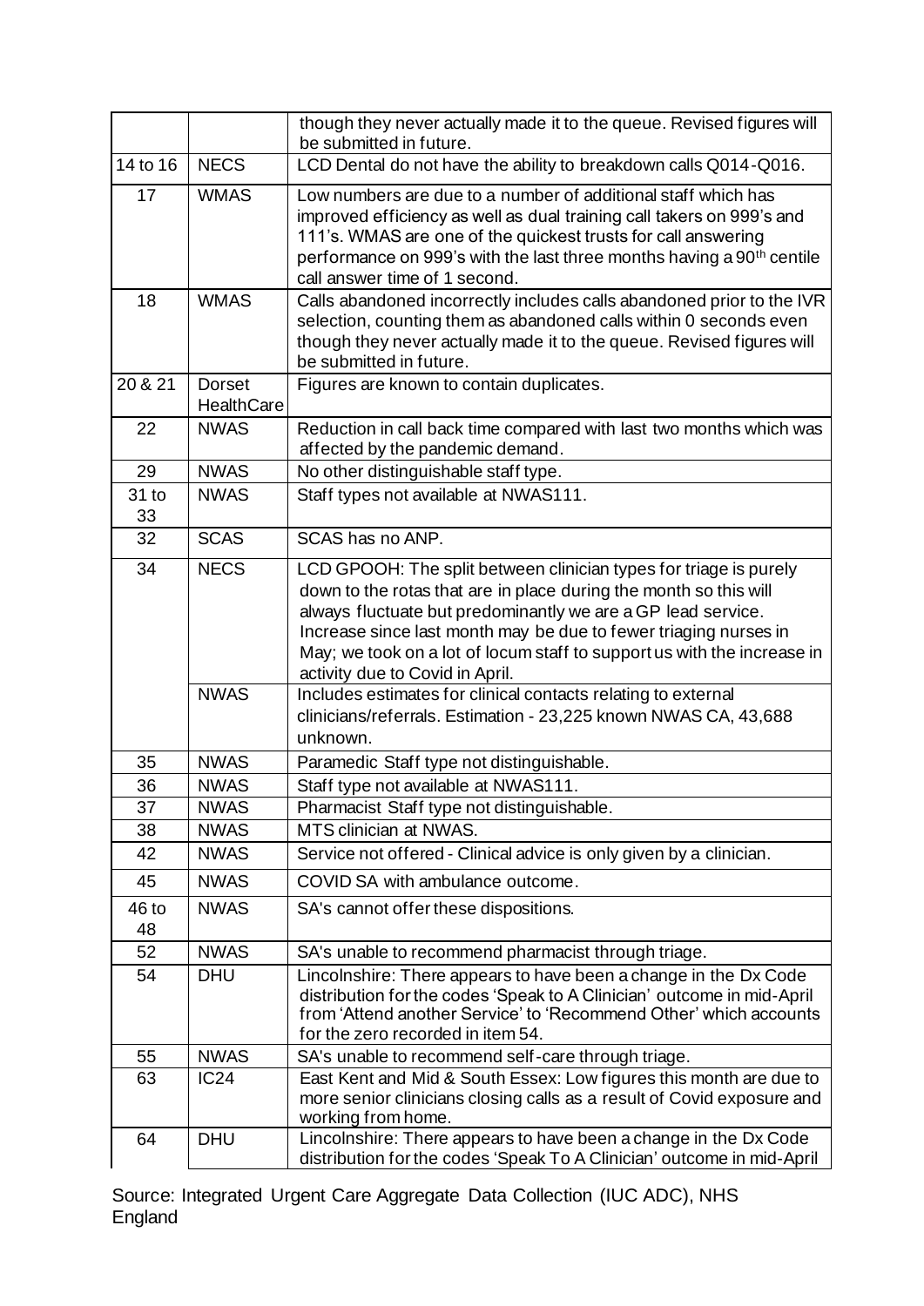| | | |
|---|---|---|
| | | though they never actually made it to the queue. Revised figures will be submitted in future. |
| 14 to 16 | NECS | LCD Dental do not have the ability to breakdown calls Q014-Q016. |
| 17 | WMAS | Low numbers are due to a number of additional staff which has improved efficiency as well as dual training call takers on 999's and 111's. WMAS are one of the quickest trusts for call answering performance on 999's with the last three months having a 90th centile call answer time of 1 second. |
| 18 | WMAS | Calls abandoned incorrectly includes calls abandoned prior to the IVR selection, counting them as abandoned calls within 0 seconds even though they never actually made it to the queue. Revised figures will be submitted in future. |
| 20 & 21 | Dorset HealthCare | Figures are known to contain duplicates. |
| 22 | NWAS | Reduction in call back time compared with last two months which was affected by the pandemic demand. |
| 29 | NWAS | No other distinguishable staff type. |
| 31 to 33 | NWAS | Staff types not available at NWAS111. |
| 32 | SCAS | SCAS has no ANP. |
| 34 | NECS | LCD GPOOH: The split between clinician types for triage is purely down to the rotas that are in place during the month so this will always fluctuate but predominantly we are a GP lead service. Increase since last month may be due to fewer triaging nurses in May; we took on a lot of locum staff to support us with the increase in activity due to Covid in April. |
| | NWAS | Includes estimates for clinical contacts relating to external clinicians/referrals. Estimation - 23,225 known NWAS CA, 43,688 unknown. |
| 35 | NWAS | Paramedic Staff type not distinguishable. |
| 36 | NWAS | Staff type not available at NWAS111. |
| 37 | NWAS | Pharmacist Staff type not distinguishable. |
| 38 | NWAS | MTS clinician at NWAS. |
| 42 | NWAS | Service not offered - Clinical advice is only given by a clinician. |
| 45 | NWAS | COVID SA with ambulance outcome. |
| 46 to 48 | NWAS | SA's cannot offer these dispositions. |
| 52 | NWAS | SA's unable to recommend pharmacist through triage. |
| 54 | DHU | Lincolnshire: There appears to have been a change in the Dx Code distribution for the codes 'Speak to A Clinician' outcome in mid-April from 'Attend another Service' to 'Recommend Other' which accounts for the zero recorded in item 54. |
| 55 | NWAS | SA's unable to recommend self-care through triage. |
| 63 | IC24 | East Kent and Mid & South Essex: Low figures this month are due to more senior clinicians closing calls as a result of Covid exposure and working from home. |
| 64 | DHU | Lincolnshire: There appears to have been a change in the Dx Code distribution for the codes 'Speak To A Clinician' outcome in mid-April |

Source: Integrated Urgent Care Aggregate Data Collection (IUC ADC), NHS England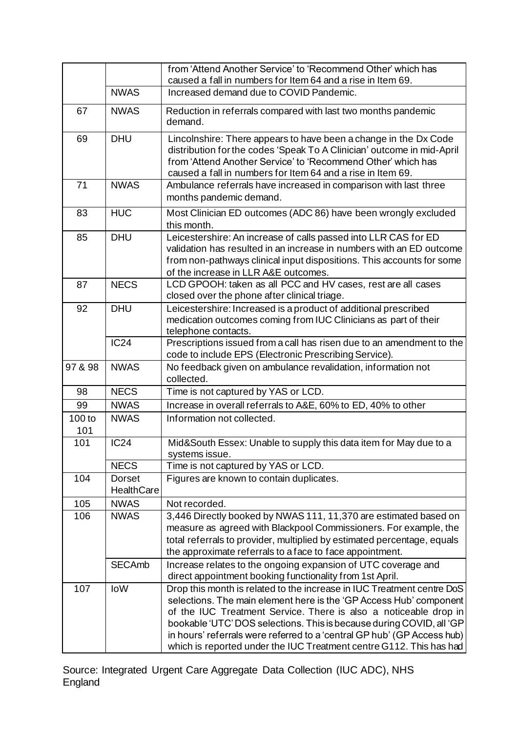| | | |
|---|---|---|
| | | from 'Attend Another Service' to 'Recommend Other' which has caused a fall in numbers for Item 64 and a rise in Item 69. |
| | NWAS | Increased demand due to COVID Pandemic. |
| 67 | NWAS | Reduction in referrals compared with last two months pandemic demand. |
| 69 | DHU | Lincolnshire: There appears to have been a change in the Dx Code distribution for the codes 'Speak To A Clinician' outcome in mid-April from 'Attend Another Service' to 'Recommend Other' which has caused a fall in numbers for Item 64 and a rise in Item 69. |
| 71 | NWAS | Ambulance referrals have increased in comparison with last three months pandemic demand. |
| 83 | HUC | Most Clinician ED outcomes (ADC 86) have been wrongly excluded this month. |
| 85 | DHU | Leicestershire: An increase of calls passed into LLR CAS for ED validation has resulted in an increase in numbers with an ED outcome from non-pathways clinical input dispositions. This accounts for some of the increase in LLR A&E outcomes. |
| 87 | NECS | LCD GPOOH: taken as all PCC and HV cases, rest are all cases closed over the phone after clinical triage. |
| 92 | DHU | Leicestershire: Increased is a product of additional prescribed medication outcomes coming from IUC Clinicians as part of their telephone contacts. |
| | IC24 | Prescriptions issued from a call has risen due to an amendment to the code to include EPS (Electronic Prescribing Service). |
| 97 & 98 | NWAS | No feedback given on ambulance revalidation, information not collected. |
| 98 | NECS | Time is not captured by YAS or LCD. |
| 99 | NWAS | Increase in overall referrals to A&E, 60% to ED, 40% to other |
| 100 to 101 | NWAS | Information not collected. |
| 101 | IC24 | Mid&South Essex: Unable to supply this data item for May due to a systems issue. |
| | NECS | Time is not captured by YAS or LCD. |
| 104 | Dorset HealthCare | Figures are known to contain duplicates. |
| 105 | NWAS | Not recorded. |
| 106 | NWAS | 3,446 Directly booked by NWAS 111, 11,370 are estimated based on measure as agreed with Blackpool Commissioners. For example, the total referrals to provider, multiplied by estimated percentage, equals the approximate referrals to a face to face appointment. |
| | SECAmb | Increase relates to the ongoing expansion of UTC coverage and direct appointment booking functionality from 1st April. |
| 107 | IoW | Drop this month is related to the increase in IUC Treatment centre DoS selections. The main element here is the 'GP Access Hub' component of the IUC Treatment Service. There is also a noticeable drop in bookable 'UTC' DOS selections. This is because during COVID, all 'GP in hours' referrals were referred to a 'central GP hub' (GP Access hub) which is reported under the IUC Treatment centre G112. This has had |

Source: Integrated Urgent Care Aggregate Data Collection (IUC ADC), NHS England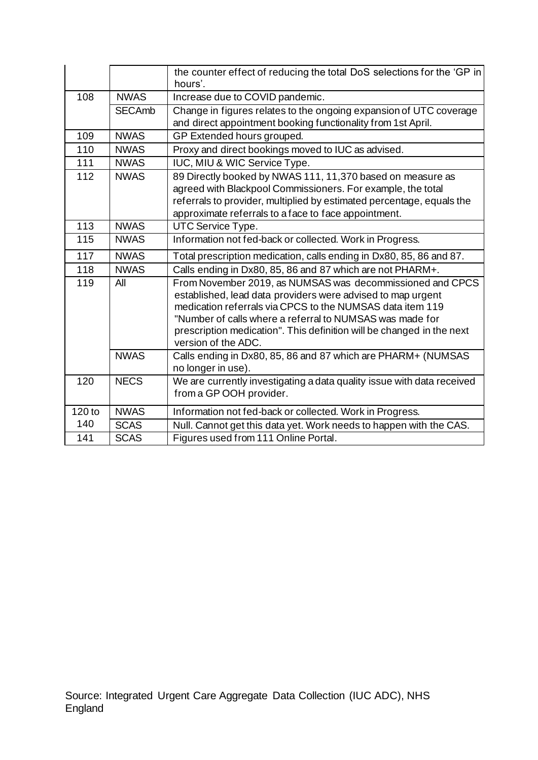| | | |
|---|---|---|
| | | the counter effect of reducing the total DoS selections for the 'GP in hours'. |
| 108 | NWAS | Increase due to COVID pandemic. |
| | SECAmb | Change in figures relates to the ongoing expansion of UTC coverage and direct appointment booking functionality from 1st April. |
| 109 | NWAS | GP Extended hours grouped. |
| 110 | NWAS | Proxy and direct bookings moved to IUC as advised. |
| 111 | NWAS | IUC, MIU & WIC Service Type. |
| 112 | NWAS | 89 Directly booked by NWAS 111, 11,370 based on measure as agreed with Blackpool Commissioners. For example, the total referrals to provider, multiplied by estimated percentage, equals the approximate referrals to a face to face appointment. |
| 113 | NWAS | UTC Service Type. |
| 115 | NWAS | Information not fed-back or collected. Work in Progress. |
| 117 | NWAS | Total prescription medication, calls ending in Dx80, 85, 86 and 87. |
| 118 | NWAS | Calls ending in Dx80, 85, 86 and 87 which are not PHARM+. |
| 119 | All | From November 2019, as NUMSAS was decommissioned and CPCS established, lead data providers were advised to map urgent medication referrals via CPCS to the NUMSAS data item 119 "Number of calls where a referral to NUMSAS was made for prescription medication". This definition will be changed in the next version of the ADC. |
| | NWAS | Calls ending in Dx80, 85, 86 and 87 which are PHARM+ (NUMSAS no longer in use). |
| 120 | NECS | We are currently investigating a data quality issue with data received from a GP OOH provider. |
| 120 to 140 | NWAS | Information not fed-back or collected. Work in Progress. |
| | SCAS | Null. Cannot get this data yet. Work needs to happen with the CAS. |
| 141 | SCAS | Figures used from 111 Online Portal. |

Source: Integrated Urgent Care Aggregate Data Collection (IUC ADC), NHS England